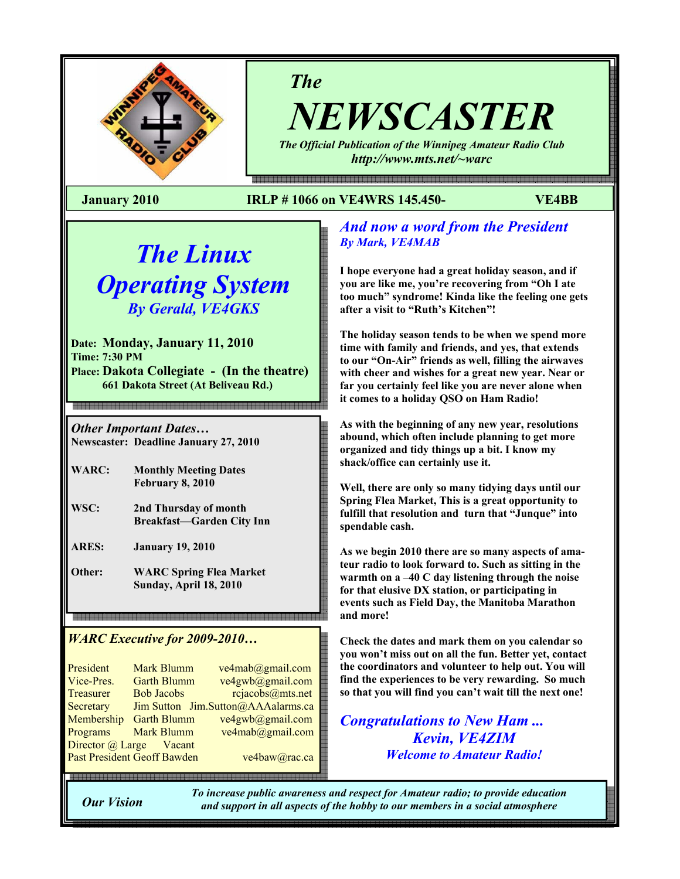# The NEWSCASTER

*The Official Publication of the Winnipeg Amateur Radio Club*
***http://www.mts.net/~warc***

**January 2010** — **IRLP # 1066 on VE4WRS 145.450-** — **VE4BB**

## *The Linux Operating System*

***By Gerald, VE4GKS***

**Date: Monday, January 11, 2010**
**Time: 7:30 PM**
**Place: Dakota Collegiate - (In the theatre)**
**661 Dakota Street (At Beliveau Rd.)**

### *Other Important Dates…*

**Newscaster: Deadline January 27, 2010**

| | |
|---|---|
| **WARC:** | **Monthly Meeting Dates February 8, 2010** |
| **WSC:** | **2nd Thursday of month Breakfast—Garden City Inn** |
| **ARES:** | **January 19, 2010** |
| **Other:** | **WARC Spring Flea Market Sunday, April 18, 2010** |

### *WARC Executive for 2009-2010…*

| | | |
|---|---|---|
| President | Mark Blumm | ve4mab@gmail.com |
| Vice-Pres. | Garth Blumm | ve4gwb@gmail.com |
| Treasurer | Bob Jacobs | rcjacobs@mts.net |
| Secretary | Jim Sutton | Jim.Sutton@AAAalarms.ca |
| Membership | Garth Blumm | ve4gwb@gmail.com |
| Programs | Mark Blumm | ve4mab@gmail.com |
| Director @ Large | Vacant | |
| Past President | Geoff Bawden | ve4baw@rac.ca |

## *And now a word from the President*

***By Mark, VE4MAB***

**I hope everyone had a great holiday season, and if you are like me, you're recovering from "Oh I ate too much" syndrome! Kinda like the feeling one gets after a visit to "Ruth's Kitchen"!**

**The holiday season tends to be when we spend more time with family and friends, and yes, that extends to our "On-Air" friends as well, filling the airwaves with cheer and wishes for a great new year. Near or far you certainly feel like you are never alone when it comes to a holiday QSO on Ham Radio!**

**As with the beginning of any new year, resolutions abound, which often include planning to get more organized and tidy things up a bit. I know my shack/office can certainly use it.**

**Well, there are only so many tidying days until our Spring Flea Market, This is a great opportunity to fulfill that resolution and turn that "Junque" into spendable cash.**

**As we begin 2010 there are so many aspects of amateur radio to look forward to. Such as sitting in the warmth on a –40 C day listening through the noise for that elusive DX station, or participating in events such as Field Day, the Manitoba Marathon and more!**

**Check the dates and mark them on you calendar so you won't miss out on all the fun. Better yet, contact the coordinators and volunteer to help out. You will find the experiences to be very rewarding. So much so that you will find you can't wait till the next one!**

## *Congratulations to New Ham ... Kevin, VE4ZIM*

***Welcome to Amateur Radio!***

***Our Vision*** — *To increase public awareness and respect for Amateur radio; to provide education and support in all aspects of the hobby to our members in a social atmosphere*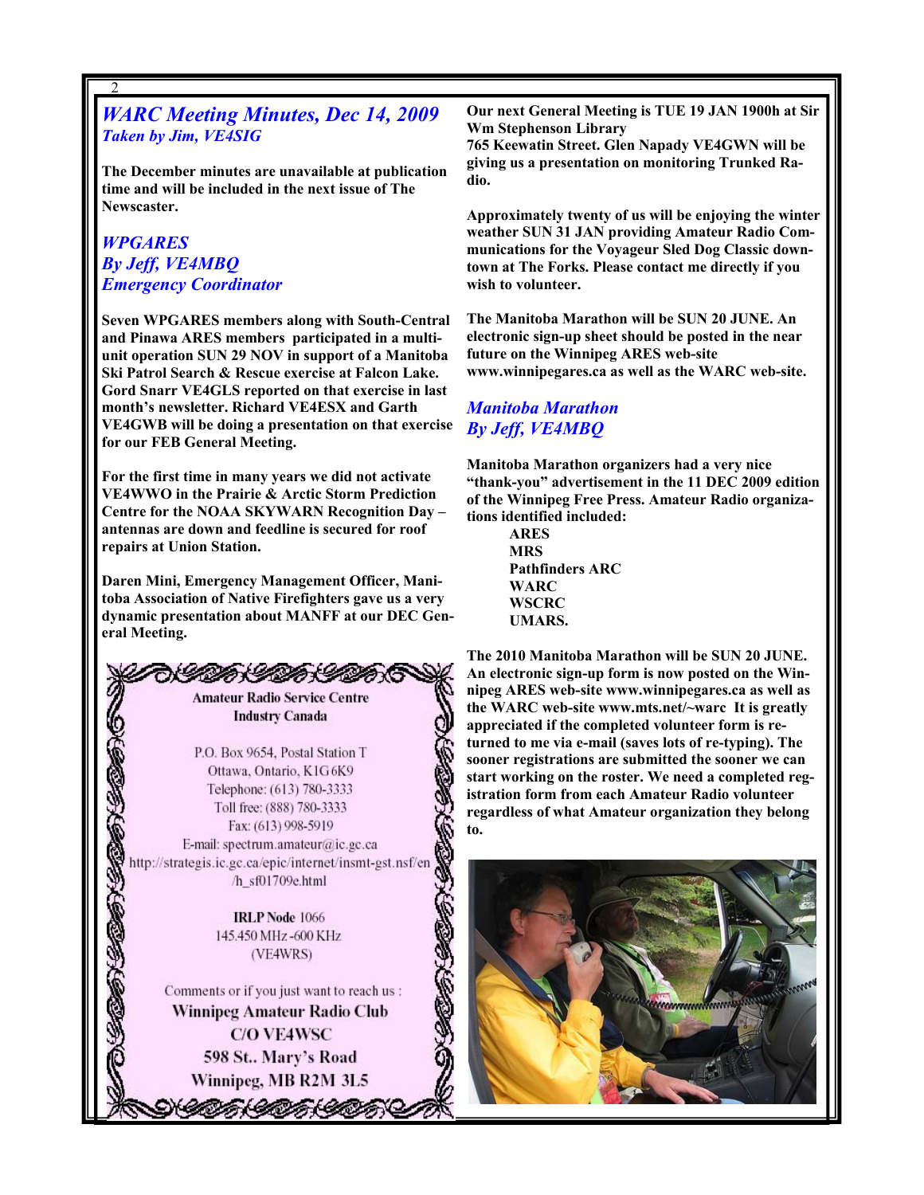## WARC Meeting Minutes, Dec 14, 2009

*Taken by Jim, VE4SIG*

The December minutes are unavailable at publication time and will be included in the next issue of The Newscaster.

## WPGARES

*By Jeff, VE4MBQ*
*Emergency Coordinator*

Seven WPGARES members along with South-Central and Pinawa ARES members participated in a multi-unit operation SUN 29 NOV in support of a Manitoba Ski Patrol Search & Rescue exercise at Falcon Lake. Gord Snarr VE4GLS reported on that exercise in last month's newsletter. Richard VE4ESX and Garth VE4GWB will be doing a presentation on that exercise for our FEB General Meeting.

For the first time in many years we did not activate VE4WWO in the Prairie & Arctic Storm Prediction Centre for the NOAA SKYWARN Recognition Day – antennas are down and feedline is secured for roof repairs at Union Station.

Daren Mini, Emergency Management Officer, Manitoba Association of Native Firefighters gave us a very dynamic presentation about MANFF at our DEC General Meeting.

Amateur Radio Service Centre
Industry Canada

P.O. Box 9654, Postal Station T
Ottawa, Ontario, K1G 6K9
Telephone: (613) 780-3333
Toll free: (888) 780-3333
Fax: (613) 998-5919
E-mail: spectrum.amateur@ic.gc.ca
http://strategis.ic.gc.ca/epic/internet/insmt-gst.nsf/en/h_sf01709e.html

**IRLP Node** 1066
145.450 MHz -600 KHz
(VE4WRS)

Comments or if you just want to reach us :
**Winnipeg Amateur Radio Club**
**C/O VE4WSC**
**598 St.. Mary's Road**
**Winnipeg, MB R2M 3L5**

Our next General Meeting is TUE 19 JAN 1900h at Sir Wm Stephenson Library
765 Keewatin Street. Glen Napady VE4GWN will be giving us a presentation on monitoring Trunked Radio.

Approximately twenty of us will be enjoying the winter weather SUN 31 JAN providing Amateur Radio Communications for the Voyageur Sled Dog Classic downtown at The Forks. Please contact me directly if you wish to volunteer.

The Manitoba Marathon will be SUN 20 JUNE. An electronic sign-up sheet should be posted in the near future on the Winnipeg ARES web-site www.winnipegares.ca as well as the WARC web-site.

## Manitoba Marathon

*By Jeff, VE4MBQ*

Manitoba Marathon organizers had a very nice "thank-you" advertisement in the 11 DEC 2009 edition of the Winnipeg Free Press. Amateur Radio organizations identified included:

- ARES
- MRS
- Pathfinders ARC
- WARC
- WSCRC
- UMARS.

The 2010 Manitoba Marathon will be SUN 20 JUNE. An electronic sign-up form is now posted on the Winnipeg ARES web-site www.winnipegares.ca as well as the WARC web-site www.mts.net/~warc It is greatly appreciated if the completed volunteer form is returned to me via e-mail (saves lots of re-typing). The sooner registrations are submitted the sooner we can start working on the roster. We need a completed registration form from each Amateur Radio volunteer regardless of what Amateur organization they belong to.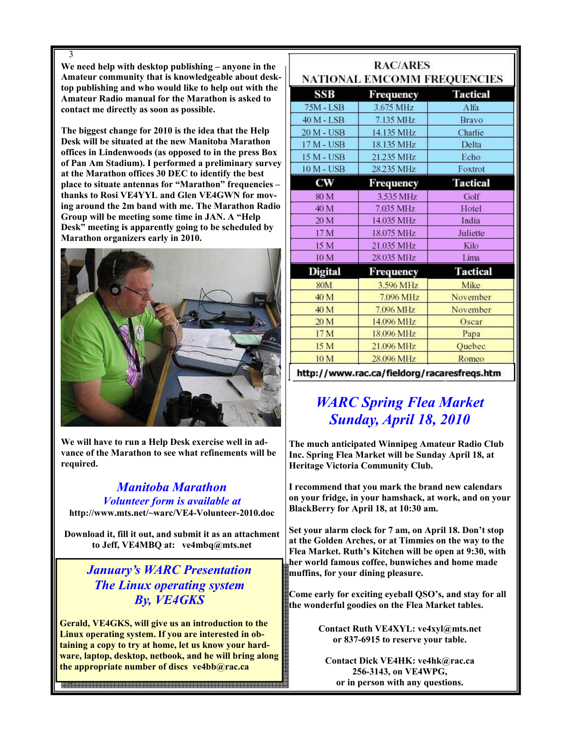**We need help with desktop publishing – anyone in the Amateur community that is knowledgeable about desktop publishing and who would like to help out with the Amateur Radio manual for the Marathon is asked to contact me directly as soon as possible.**

**The biggest change for 2010 is the idea that the Help Desk will be situated at the new Manitoba Marathon offices in Lindenwoods (as opposed to in the press Box of Pan Am Stadium). I performed a preliminary survey at the Marathon offices 30 DEC to identify the best place to situate antennas for "Marathon" frequencies – thanks to Rosi VE4YYL and Glen VE4GWN for moving around the 2m band with me. The Marathon Radio Group will be meeting some time in JAN. A "Help Desk" meeting is apparently going to be scheduled by Marathon organizers early in 2010.**

**We will have to run a Help Desk exercise well in advance of the Marathon to see what refinements will be required.**

## *Manitoba Marathon*

### *Volunteer form is available at*

**http://www.mts.net/~warc/VE4-Volunteer-2010.doc**

**Download it, fill it out, and submit it as an attachment to Jeff, VE4MBQ at: ve4mbq@mts.net**

## *January's WARC Presentation*
## *The Linux operating system*
## *By, VE4GKS*

**Gerald, VE4GKS, will give us an introduction to the Linux operating system. If you are interested in obtaining a copy to try at home, let us know your hardware, laptop, desktop, netbook, and he will bring along the appropriate number of discs ve4bb@rac.ca**

## RAC/ARES NATIONAL EMCOMM FREQUENCIES

| SSB | Frequency | Tactical |
|---|---|---|
| 75M - LSB | 3.675 MHz | Alfa |
| 40 M - LSB | 7.135 MHz | Bravo |
| 20 M - USB | 14.135 MHz | Charlie |
| 17 M - USB | 18.135 MHz | Delta |
| 15 M - USB | 21.235 MHz | Echo |
| 10 M - USB | 28.235 MHz | Foxtrot |
| **CW** | **Frequency** | **Tactical** |
| 80 M | 3.535 MHz | Golf |
| 40 M | 7.035 MHz | Hotel |
| 20 M | 14.035 MHz | India |
| 17 M | 18.075 MHz | Juliette |
| 15 M | 21.035 MHz | Kilo |
| 10 M | 28.035 MHz | Lima |
| **Digital** | **Frequency** | **Tactical** |
| 80M | 3.596 MHz | Mike |
| 40 M | 7.096 MHz | November |
| 40 M | 7.096 MHz | November |
| 20 M | 14.096 MHz | Oscar |
| 17 M | 18.096 MHz | Papa |
| 15 M | 21.096 MHz | Quebec |
| 10 M | 28.096 MHz | Romeo |

http://www.rac.ca/fieldorg/racaresfreqs.htm

## *WARC Spring Flea Market*
## *Sunday, April 18, 2010*

**The much anticipated Winnipeg Amateur Radio Club Inc. Spring Flea Market will be Sunday April 18, at Heritage Victoria Community Club.**

**I recommend that you mark the brand new calendars on your fridge, in your hamshack, at work, and on your BlackBerry for April 18, at 10:30 am.**

**Set your alarm clock for 7 am, on April 18. Don't stop at the Golden Arches, or at Timmies on the way to the Flea Market. Ruth's Kitchen will be open at 9:30, with her world famous coffee, bunwiches and home made muffins, for your dining pleasure.**

**Come early for exciting eyeball QSO's, and stay for all the wonderful goodies on the Flea Market tables.**

**Contact Ruth VE4XYL: ve4xyl@mts.net or 837-6915 to reserve your table.**

**Contact Dick VE4HK: ve4hk@rac.ca 256-3143, on VE4WPG, or in person with any questions.**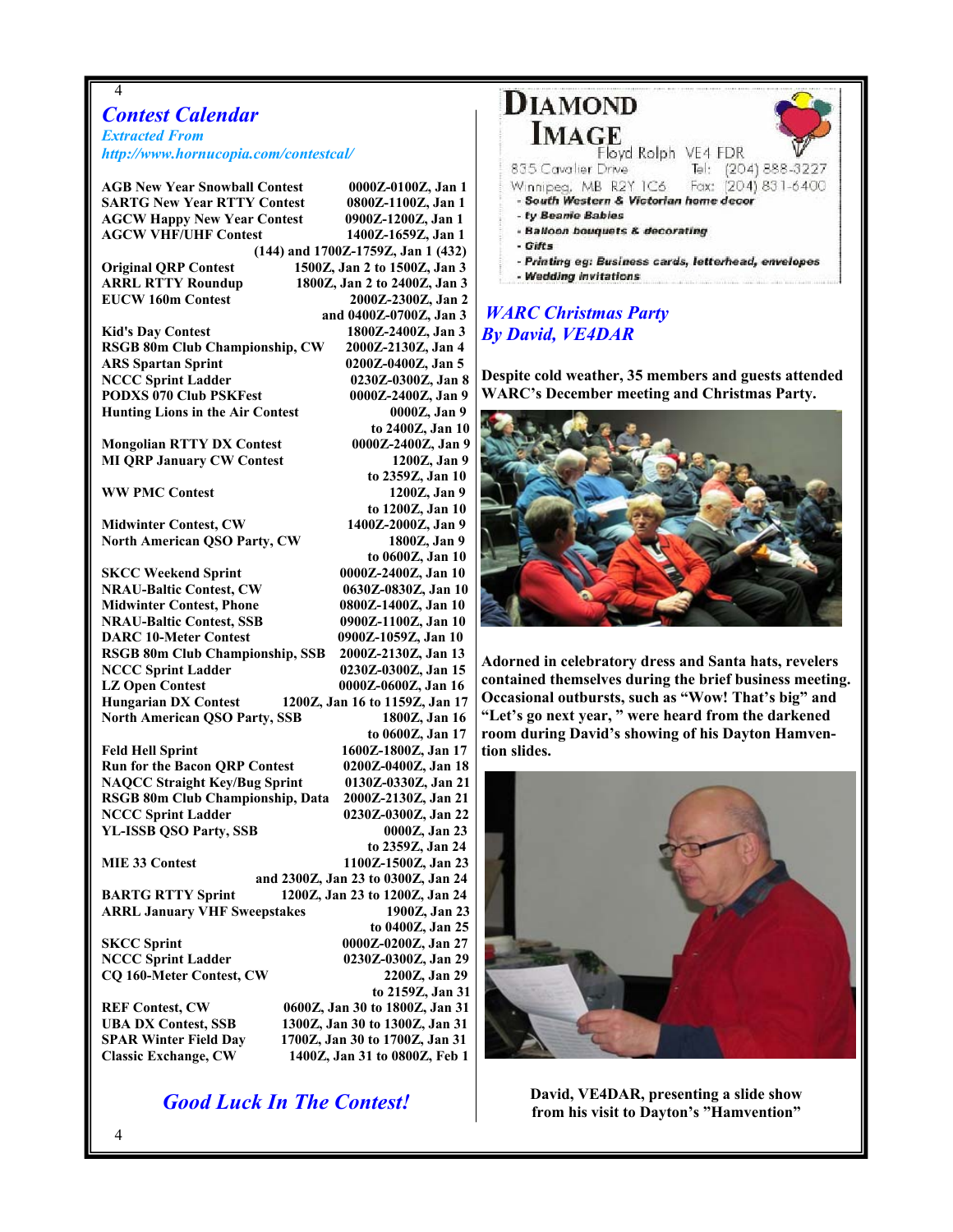## *Contest Calendar*

***Extracted From***
***http://www.hornucopia.com/contestcal/***

| Contest | Time |
|---|---|
| **AGB New Year Snowball Contest** | **0000Z-0100Z, Jan 1** |
| **SARTG New Year RTTY Contest** | **0800Z-1100Z, Jan 1** |
| **AGCW Happy New Year Contest** | **0900Z-1200Z, Jan 1** |
| **AGCW VHF/UHF Contest** | **1400Z-1659Z, Jan 1 (144) and 1700Z-1759Z, Jan 1 (432)** |
| **Original QRP Contest** | **1500Z, Jan 2 to 1500Z, Jan 3** |
| **ARRL RTTY Roundup** | **1800Z, Jan 2 to 2400Z, Jan 3** |
| **EUCW 160m Contest** | **2000Z-2300Z, Jan 2 and 0400Z-0700Z, Jan 3** |
| **Kid's Day Contest** | **1800Z-2400Z, Jan 3** |
| **RSGB 80m Club Championship, CW** | **2000Z-2130Z, Jan 4** |
| **ARS Spartan Sprint** | **0200Z-0400Z, Jan 5** |
| **NCCC Sprint Ladder** | **0230Z-0300Z, Jan 8** |
| **PODXS 070 Club PSKFest** | **0000Z-2400Z, Jan 9** |
| **Hunting Lions in the Air Contest** | **0000Z, Jan 9 to 2400Z, Jan 10** |
| **Mongolian RTTY DX Contest** | **0000Z-2400Z, Jan 9** |
| **MI QRP January CW Contest** | **1200Z, Jan 9 to 2359Z, Jan 10** |
| **WW PMC Contest** | **1200Z, Jan 9 to 1200Z, Jan 10** |
| **Midwinter Contest, CW** | **1400Z-2000Z, Jan 9** |
| **North American QSO Party, CW** | **1800Z, Jan 9 to 0600Z, Jan 10** |
| **SKCC Weekend Sprint** | **0000Z-2400Z, Jan 10** |
| **NRAU-Baltic Contest, CW** | **0630Z-0830Z, Jan 10** |
| **Midwinter Contest, Phone** | **0800Z-1400Z, Jan 10** |
| **NRAU-Baltic Contest, SSB** | **0900Z-1100Z, Jan 10** |
| **DARC 10-Meter Contest** | **0900Z-1059Z, Jan 10** |
| **RSGB 80m Club Championship, SSB** | **2000Z-2130Z, Jan 13** |
| **NCCC Sprint Ladder** | **0230Z-0300Z, Jan 15** |
| **LZ Open Contest** | **0000Z-0600Z, Jan 16** |
| **Hungarian DX Contest** | **1200Z, Jan 16 to 1159Z, Jan 17** |
| **North American QSO Party, SSB** | **1800Z, Jan 16 to 0600Z, Jan 17** |
| **Feld Hell Sprint** | **1600Z-1800Z, Jan 17** |
| **Run for the Bacon QRP Contest** | **0200Z-0400Z, Jan 18** |
| **NAQCC Straight Key/Bug Sprint** | **0130Z-0330Z, Jan 21** |
| **RSGB 80m Club Championship, Data** | **2000Z-2130Z, Jan 21** |
| **NCCC Sprint Ladder** | **0230Z-0300Z, Jan 22** |
| **YL-ISSB QSO Party, SSB** | **0000Z, Jan 23 to 2359Z, Jan 24** |
| **MIE 33 Contest** | **1100Z-1500Z, Jan 23 and 2300Z, Jan 23 to 0300Z, Jan 24** |
| **BARTG RTTY Sprint** | **1200Z, Jan 23 to 1200Z, Jan 24** |
| **ARRL January VHF Sweepstakes** | **1900Z, Jan 23 to 0400Z, Jan 25** |
| **SKCC Sprint** | **0000Z-0200Z, Jan 27** |
| **NCCC Sprint Ladder** | **0230Z-0300Z, Jan 29** |
| **CQ 160-Meter Contest, CW** | **2200Z, Jan 29 to 2159Z, Jan 31** |
| **REF Contest, CW** | **0600Z, Jan 30 to 1800Z, Jan 31** |
| **UBA DX Contest, SSB** | **1300Z, Jan 30 to 1300Z, Jan 31** |
| **SPAR Winter Field Day** | **1700Z, Jan 30 to 1700Z, Jan 31** |
| **Classic Exchange, CW** | **1400Z, Jan 31 to 0800Z, Feb 1** |

### *Good Luck In The Contest!*

---

**DIAMOND IMAGE**
Floyd Rolph VE4 FDR
835 Cavalier Drive Tel: (204) 888-3227
Winnipeg, MB R2Y 1C6 Fax: (204) 831-6400
- *South Western & Victorian home decor*
- *ty Beanie Babies*
- *Balloon bouquets & decorating*
- *Gifts*
- *Printing eg: Business cards, letterhead, envelopes*
- *Wedding invitations*

---

## *WARC Christmas Party*
## *By David, VE4DAR*

**Despite cold weather, 35 members and guests attended WARC's December meeting and Christmas Party.**

**Adorned in celebratory dress and Santa hats, revelers contained themselves during the brief business meeting. Occasional outbursts, such as "Wow! That's big" and "Let's go next year, " were heard from the darkened room during David's showing of his Dayton Hamvention slides.**

**David, VE4DAR, presenting a slide show from his visit to Dayton's "Hamvention"**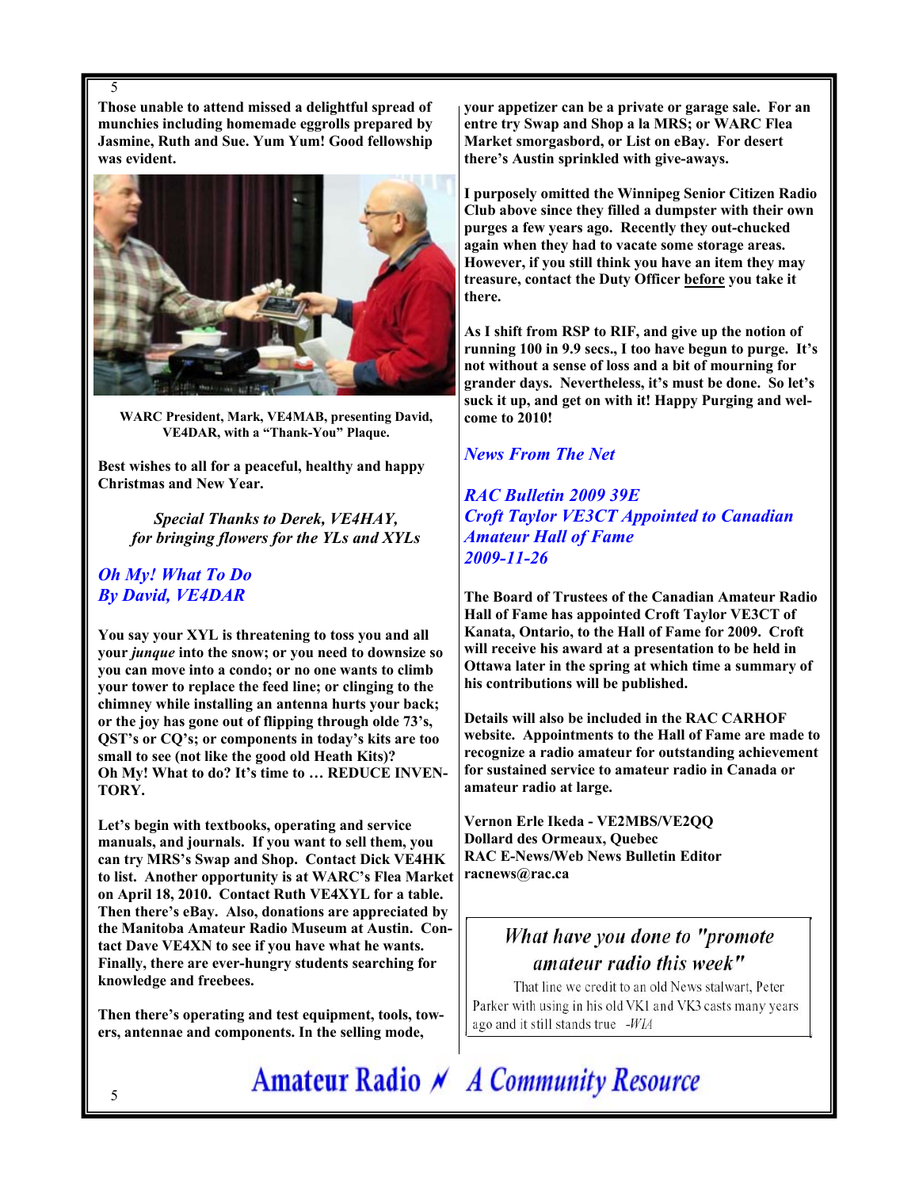Those unable to attend missed a delightful spread of munchies including homemade eggrolls prepared by Jasmine, Ruth and Sue. Yum Yum! Good fellowship was evident.

WARC President, Mark, VE4MAB, presenting David, VE4DAR, with a "Thank-You" Plaque.

Best wishes to all for a peaceful, healthy and happy Christmas and New Year.

*Special Thanks to Derek, VE4HAY, for bringing flowers for the YLs and XYLs*

## *Oh My! What To Do By David, VE4DAR*

You say your XYL is threatening to toss you and all your *junque* into the snow; or you need to downsize so you can move into a condo; or no one wants to climb your tower to replace the feed line; or clinging to the chimney while installing an antenna hurts your back; or the joy has gone out of flipping through olde 73's, QST's or CQ's; or components in today's kits are too small to see (not like the good old Heath Kits)? Oh My! What to do? It's time to … REDUCE INVENTORY.

Let's begin with textbooks, operating and service manuals, and journals. If you want to sell them, you can try MRS's Swap and Shop. Contact Dick VE4HK to list. Another opportunity is at WARC's Flea Market on April 18, 2010. Contact Ruth VE4XYL for a table. Then there's eBay. Also, donations are appreciated by the Manitoba Amateur Radio Museum at Austin. Contact Dave VE4XN to see if you have what he wants. Finally, there are ever-hungry students searching for knowledge and freebees.

Then there's operating and test equipment, tools, towers, antennae and components. In the selling mode, your appetizer can be a private or garage sale. For an entre try Swap and Shop a la MRS; or WARC Flea Market smorgasbord, or List on eBay. For desert there's Austin sprinkled with give-aways.

I purposely omitted the Winnipeg Senior Citizen Radio Club above since they filled a dumpster with their own purges a few years ago. Recently they out-chucked again when they had to vacate some storage areas. However, if you still think you have an item they may treasure, contact the Duty Officer before you take it there.

As I shift from RSP to RIF, and give up the notion of running 100 in 9.9 secs., I too have begun to purge. It's not without a sense of loss and a bit of mourning for grander days. Nevertheless, it's must be done. So let's suck it up, and get on with it! Happy Purging and welcome to 2010!

## *News From The Net*

### *RAC Bulletin 2009 39E Croft Taylor VE3CT Appointed to Canadian Amateur Hall of Fame 2009-11-26*

The Board of Trustees of the Canadian Amateur Radio Hall of Fame has appointed Croft Taylor VE3CT of Kanata, Ontario, to the Hall of Fame for 2009. Croft will receive his award at a presentation to be held in Ottawa later in the spring at which time a summary of his contributions will be published.

Details will also be included in the RAC CARHOF website. Appointments to the Hall of Fame are made to recognize a radio amateur for outstanding achievement for sustained service to amateur radio in Canada or amateur radio at large.

Vernon Erle Ikeda - VE2MBS/VE2QQ
Dollard des Ormeaux, Quebec
RAC E-News/Web News Bulletin Editor
racnews@rac.ca

*What have you done to "promote amateur radio this week"*

That line we credit to an old News stalwart, Peter Parker with using in his old VK1 and VK3 casts many years ago and it still stands true -*WIA*

**Amateur Radio — A Community Resource**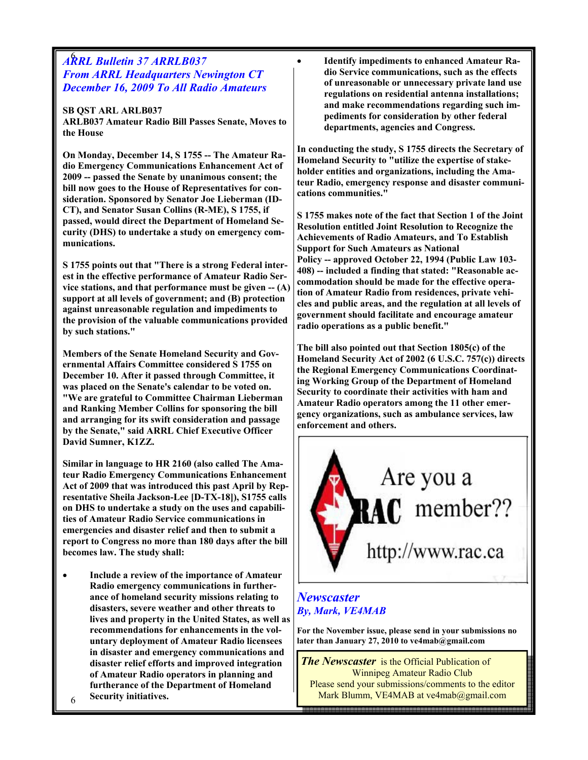*ARRL Bulletin 37 ARRLB037*
*From ARRL Headquarters Newington CT*
*December 16, 2009 To All Radio Amateurs*

**SB QST ARL ARLB037**
**ARLB037 Amateur Radio Bill Passes Senate, Moves to the House**

**On Monday, December 14, S 1755 -- The Amateur Radio Emergency Communications Enhancement Act of 2009 -- passed the Senate by unanimous consent; the bill now goes to the House of Representatives for consideration. Sponsored by Senator Joe Lieberman (ID-CT), and Senator Susan Collins (R-ME), S 1755, if passed, would direct the Department of Homeland Security (DHS) to undertake a study on emergency communications.**

**S 1755 points out that "There is a strong Federal interest in the effective performance of Amateur Radio Service stations, and that performance must be given -- (A) support at all levels of government; and (B) protection against unreasonable regulation and impediments to the provision of the valuable communications provided by such stations."**

**Members of the Senate Homeland Security and Governmental Affairs Committee considered S 1755 on December 10. After it passed through Committee, it was placed on the Senate's calendar to be voted on. "We are grateful to Committee Chairman Lieberman and Ranking Member Collins for sponsoring the bill and arranging for its swift consideration and passage by the Senate," said ARRL Chief Executive Officer David Sumner, K1ZZ.**

**Similar in language to HR 2160 (also called The Amateur Radio Emergency Communications Enhancement Act of 2009 that was introduced this past April by Representative Sheila Jackson-Lee [D-TX-18]), S1755 calls on DHS to undertake a study on the uses and capabilities of Amateur Radio Service communications in emergencies and disaster relief and then to submit a report to Congress no more than 180 days after the bill becomes law. The study shall:**

- **Include a review of the importance of Amateur Radio emergency communications in furtherance of homeland security missions relating to disasters, severe weather and other threats to lives and property in the United States, as well as recommendations for enhancements in the voluntary deployment of Amateur Radio licensees in disaster and emergency communications and disaster relief efforts and improved integration of Amateur Radio operators in planning and furtherance of the Department of Homeland Security initiatives.**
- **Identify impediments to enhanced Amateur Radio Service communications, such as the effects of unreasonable or unnecessary private land use regulations on residential antenna installations; and make recommendations regarding such impediments for consideration by other federal departments, agencies and Congress.**

**In conducting the study, S 1755 directs the Secretary of Homeland Security to "utilize the expertise of stakeholder entities and organizations, including the Amateur Radio, emergency response and disaster communications communities."**

**S 1755 makes note of the fact that Section 1 of the Joint Resolution entitled Joint Resolution to Recognize the Achievements of Radio Amateurs, and To Establish Support for Such Amateurs as National Policy -- approved October 22, 1994 (Public Law 103-408) -- included a finding that stated: "Reasonable accommodation should be made for the effective operation of Amateur Radio from residences, private vehicles and public areas, and the regulation at all levels of government should facilitate and encourage amateur radio operations as a public benefit."**

**The bill also pointed out that Section 1805(c) of the Homeland Security Act of 2002 (6 U.S.C. 757(c)) directs the Regional Emergency Communications Coordinating Working Group of the Department of Homeland Security to coordinate their activities with ham and Amateur Radio operators among the 11 other emergency organizations, such as ambulance services, law enforcement and others.**

Are you a RAC member??
http://www.rac.ca

## *Newscaster*
***By, Mark, VE4MAB***

**For the November issue, please send in your submissions no later than January 27, 2010 to ve4mab@gmail.com**

***The Newscaster*** is the Official Publication of Winnipeg Amateur Radio Club
Please send your submissions/comments to the editor Mark Blumm, VE4MAB at ve4mab@gmail.com